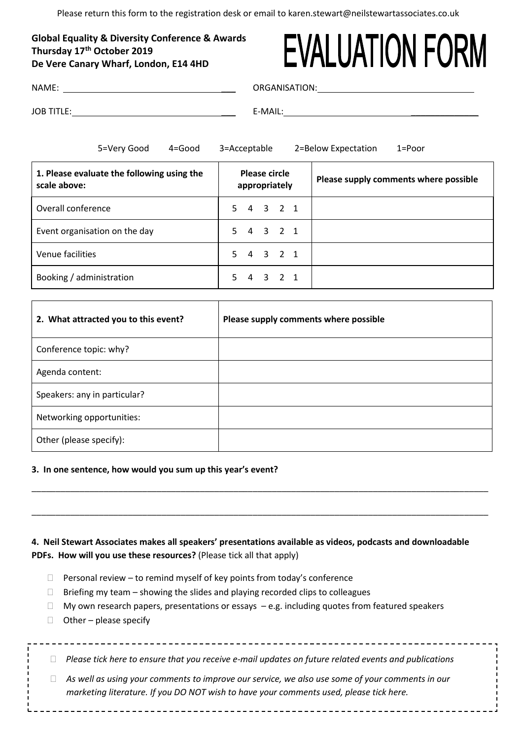Please return this form to the registration desk or email to karen.stewart@neilstewartassociates.co.uk

**Global Equality & Diversity Conference & Awards**
**Thursday 17th October 2019**
**De Vere Canary Wharf, London, E14 4HD**

# EVALUATION FORM

NAME: ______________________________ ORGANISATION: ______________________________

JOB TITLE: ______________________________ E-MAIL: ______________________________

5=Very Good 4=Good 3=Acceptable 2=Below Expectation 1=Poor

| **1. Please evaluate the following using the scale above:** | **Please circle appropriately** | **Please supply comments where possible** |
|---|---|---|
| Overall conference | 5 4 3 2 1 | |
| Event organisation on the day | 5 4 3 2 1 | |
| Venue facilities | 5 4 3 2 1 | |
| Booking / administration | 5 4 3 2 1 | |

| **2. What attracted you to this event?** | **Please supply comments where possible** |
|---|---|
| Conference topic: why? | |
| Agenda content: | |
| Speakers: any in particular? | |
| Networking opportunities: | |
| Other (please specify): | |

**3. In one sentence, how would you sum up this year's event?**

______________________________________________________________________________

______________________________________________________________________________

**4. Neil Stewart Associates makes all speakers' presentations available as videos, podcasts and downloadable PDFs. How will you use these resources?** (Please tick all that apply)

- ☐ Personal review – to remind myself of key points from today's conference
- ☐ Briefing my team – showing the slides and playing recorded clips to colleagues
- ☐ My own research papers, presentations or essays – e.g. including quotes from featured speakers
- ☐ Other – please specify

---

☐ *Please tick here to ensure that you receive e-mail updates on future related events and publications*

☐ *As well as using your comments to improve our service, we also use some of your comments in our marketing literature. If you DO NOT wish to have your comments used, please tick here.*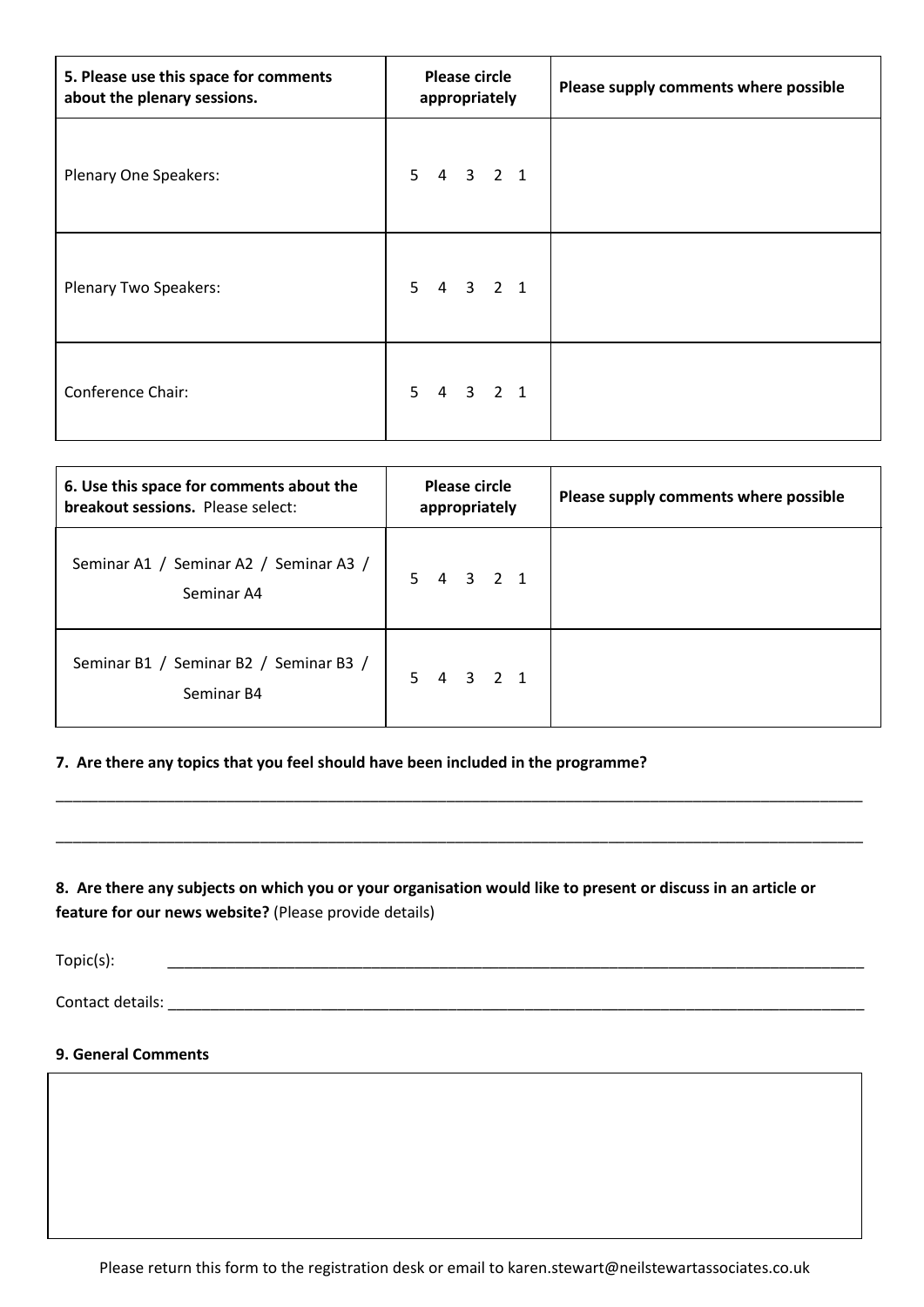| 5. Please use this space for comments about the plenary sessions. | Please circle appropriately | Please supply comments where possible |
|---|---|---|
| Plenary One Speakers: | 5 4 3 2 1 | |
| Plenary Two Speakers: | 5 4 3 2 1 | |
| Conference Chair: | 5 4 3 2 1 | |

| 6. Use this space for comments about the breakout sessions. Please select: | Please circle appropriately | Please supply comments where possible |
|---|---|---|
| Seminar A1 / Seminar A2 / Seminar A3 / Seminar A4 | 5 4 3 2 1 | |
| Seminar B1 / Seminar B2 / Seminar B3 / Seminar B4 | 5 4 3 2 1 | |

**7. Are there any topics that you feel should have been included in the programme?**

_______________________________________________________________________________

_______________________________________________________________________________

**8. Are there any subjects on which you or your organisation would like to present or discuss in an article or feature for our news website?** (Please provide details)

Topic(s): _______________________________________________________________________

Contact details: _________________________________________________________________

**9. General Comments**

| |
|---|
| |

Please return this form to the registration desk or email to karen.stewart@neilstewartassociates.co.uk